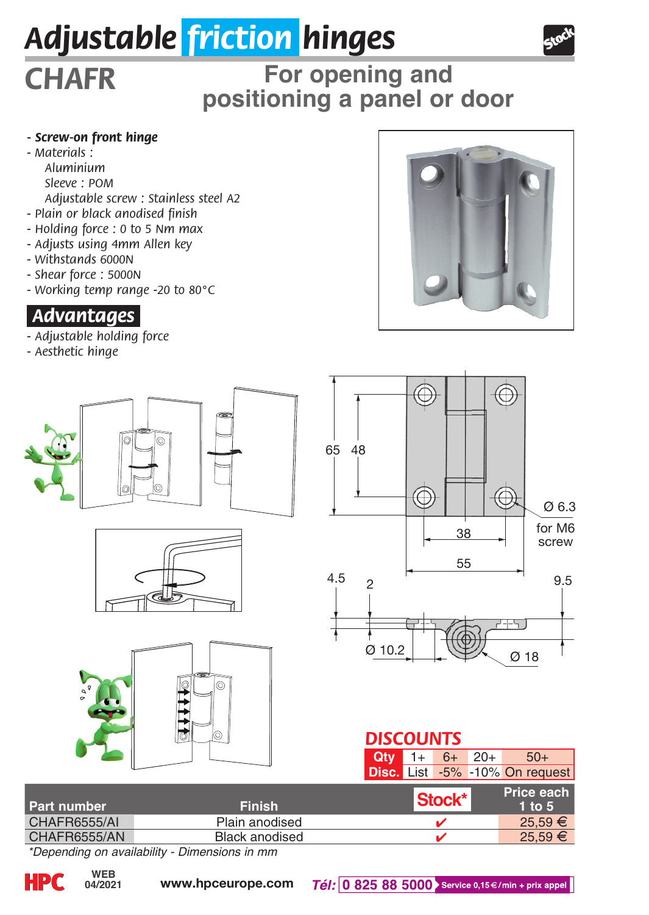# Adjustable friction hinges

## CHAFR

## For opening and positioning a panel or door

- ***Screw-on front hinge***
- *Materials :*
  - *Aluminium*
  - *Sleeve : POM*
  - *Adjustable screw : Stainless steel A2*
- *Plain or black anodised finish*
- *Holding force : 0 to 5 Nm max*
- *Adjusts using 4mm Allen key*
- *Withstands 6000N*
- *Shear force : 5000N*
- *Working temp range -20 to 80°C*

## Advantages

- *Adjustable holding force*
- *Aesthetic hinge*

65 48 Ø 6.3 for M6 screw 38 55 4.5 2 9.5 Ø 10.2 Ø 18

### DISCOUNTS

| Qty | 1+ | 6+ | 20+ | 50+ |
|---|---|---|---|---|
| Disc. | List | -5% | -10% | On request |

| Part number | Finish | Stock* | Price each 1 to 5 |
|---|---|---|---|
| CHAFR6555/AI | Plain anodised | ✔ | 25,59 € |
| CHAFR6555/AN | Black anodised | ✔ | 25,59 € |

*\*Depending on availability - Dimensions in mm*

HPC WEB 04/2021 www.hpceurope.com *Tél:* 0 825 88 5000 Service 0,15 €/min + prix appel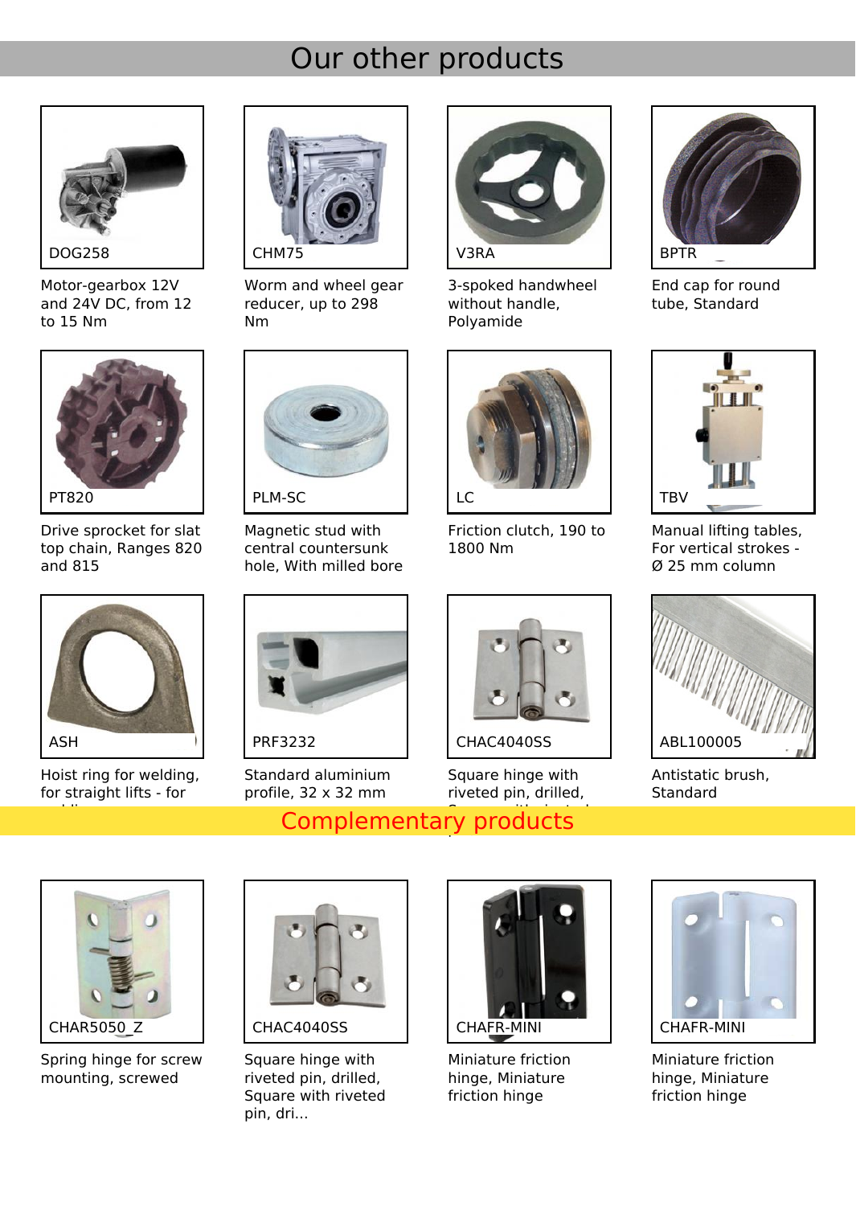# Our other products

DOG258

Motor-gearbox 12V and 24V DC, from 12 to 15 Nm

CHM75

Worm and wheel gear reducer, up to 298 Nm

V3RA

3-spoked handwheel without handle, Polyamide

BPTR

End cap for round tube, Standard

PT820

Drive sprocket for slat top chain, Ranges 820 and 815

PLM-SC

Magnetic stud with central countersunk hole, With milled bore

LC

Friction clutch, 190 to 1800 Nm

TBV

Manual lifting tables, For vertical strokes - Ø 25 mm column

ASH

Hoist ring for welding, for straight lifts - for

PRF3232

Standard aluminium profile, 32 x 32 mm

CHAC4040SS

Square hinge with riveted pin, drilled,

ABL100005

Antistatic brush, Standard

# Complementary products

CHAR5050_Z

Spring hinge for screw mounting, screwed

CHAC4040SS

Square hinge with riveted pin, drilled, Square with riveted pin, dri...

CHAFR-MINI

Miniature friction hinge, Miniature friction hinge

CHAFR-MINI

Miniature friction hinge, Miniature friction hinge